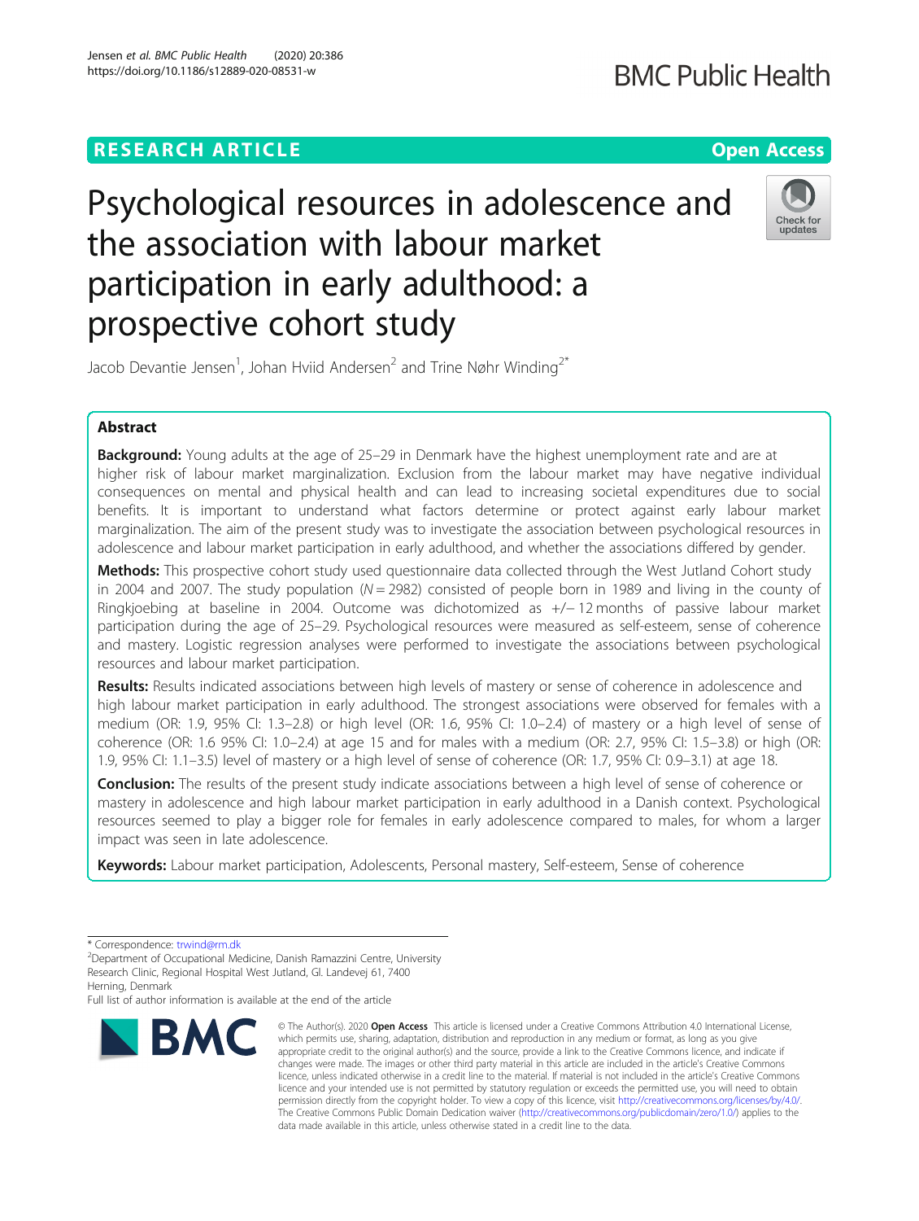RESEARCH ARTICLE

Open Access

# Psychological resources in adolescence and the association with labour market participation in early adulthood: a prospective cohort study

Jacob Devantie Jensen[1], Johan Hviid Andersen[2] and Trine Nøhr Winding[2*]

## Abstract

**Background:** Young adults at the age of 25–29 in Denmark have the highest unemployment rate and are at higher risk of labour market marginalization. Exclusion from the labour market may have negative individual consequences on mental and physical health and can lead to increasing societal expenditures due to social benefits. It is important to understand what factors determine or protect against early labour market marginalization. The aim of the present study was to investigate the association between psychological resources in adolescence and labour market participation in early adulthood, and whether the associations differed by gender.

**Methods:** This prospective cohort study used questionnaire data collected through the West Jutland Cohort study in 2004 and 2007. The study population (N = 2982) consisted of people born in 1989 and living in the county of Ringkjoebing at baseline in 2004. Outcome was dichotomized as +/− 12 months of passive labour market participation during the age of 25–29. Psychological resources were measured as self-esteem, sense of coherence and mastery. Logistic regression analyses were performed to investigate the associations between psychological resources and labour market participation.

**Results:** Results indicated associations between high levels of mastery or sense of coherence in adolescence and high labour market participation in early adulthood. The strongest associations were observed for females with a medium (OR: 1.9, 95% CI: 1.3–2.8) or high level (OR: 1.6, 95% CI: 1.0–2.4) of mastery or a high level of sense of coherence (OR: 1.6 95% CI: 1.0–2.4) at age 15 and for males with a medium (OR: 2.7, 95% CI: 1.5–3.8) or high (OR: 1.9, 95% CI: 1.1–3.5) level of mastery or a high level of sense of coherence (OR: 1.7, 95% CI: 0.9–3.1) at age 18.

**Conclusion:** The results of the present study indicate associations between a high level of sense of coherence or mastery in adolescence and high labour market participation in early adulthood in a Danish context. Psychological resources seemed to play a bigger role for females in early adolescence compared to males, for whom a larger impact was seen in late adolescence.

**Keywords:** Labour market participation, Adolescents, Personal mastery, Self-esteem, Sense of coherence

---

* Correspondence: trwind@rm.dk
[2]Department of Occupational Medicine, Danish Ramazzini Centre, University Research Clinic, Regional Hospital West Jutland, Gl. Landevej 61, 7400 Herning, Denmark
Full list of author information is available at the end of the article

© The Author(s). 2020 **Open Access** This article is licensed under a Creative Commons Attribution 4.0 International License, which permits use, sharing, adaptation, distribution and reproduction in any medium or format, as long as you give appropriate credit to the original author(s) and the source, provide a link to the Creative Commons licence, and indicate if changes were made. The images or other third party material in this article are included in the article's Creative Commons licence, unless indicated otherwise in a credit line to the material. If material is not included in the article's Creative Commons licence and your intended use is not permitted by statutory regulation or exceeds the permitted use, you will need to obtain permission directly from the copyright holder. To view a copy of this licence, visit http://creativecommons.org/licenses/by/4.0/. The Creative Commons Public Domain Dedication waiver (http://creativecommons.org/publicdomain/zero/1.0/) applies to the data made available in this article, unless otherwise stated in a credit line to the data.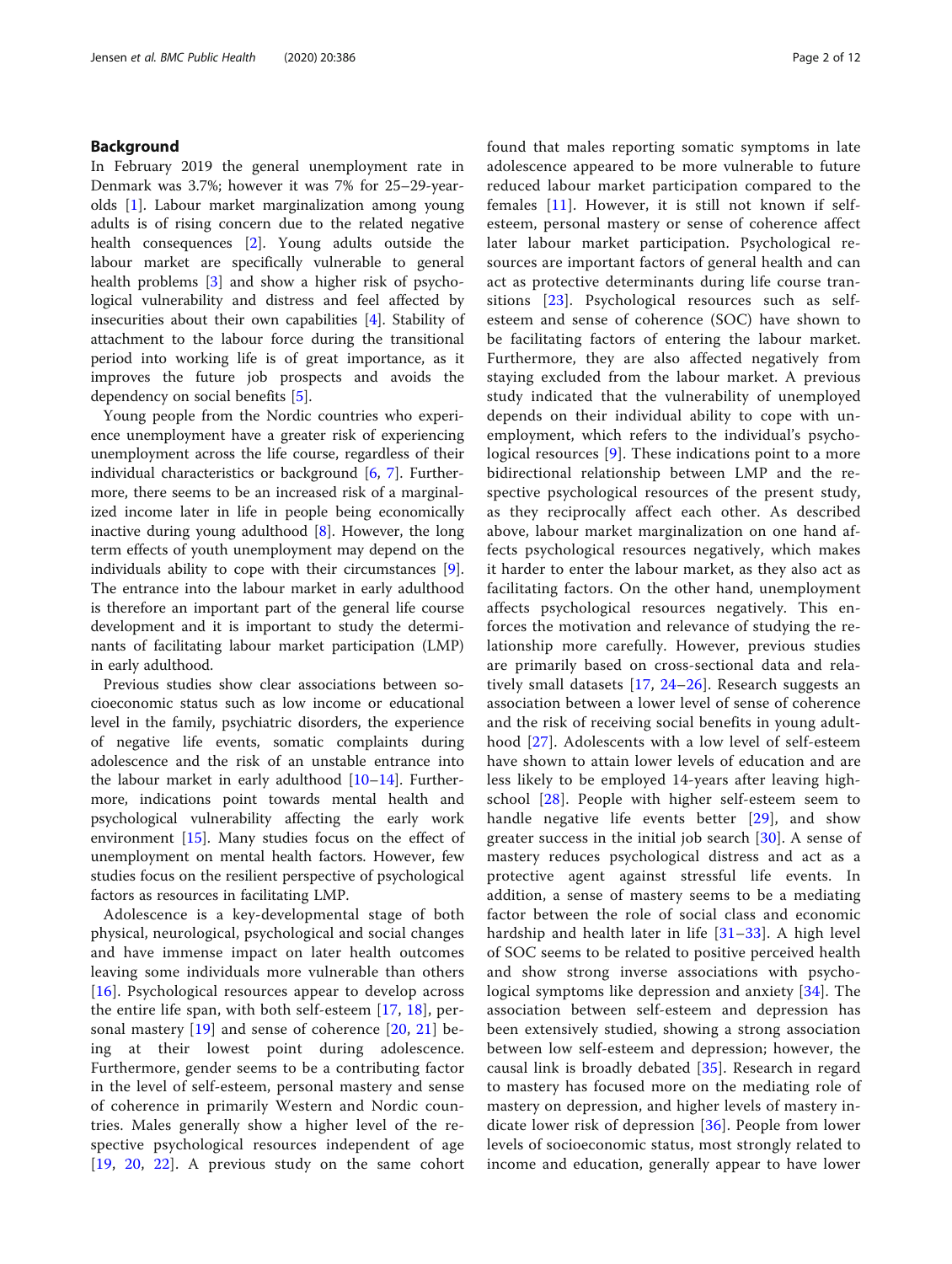## Background

In February 2019 the general unemployment rate in Denmark was 3.7%; however it was 7% for 25–29-year-olds [1]. Labour market marginalization among young adults is of rising concern due to the related negative health consequences [2]. Young adults outside the labour market are specifically vulnerable to general health problems [3] and show a higher risk of psychological vulnerability and distress and feel affected by insecurities about their own capabilities [4]. Stability of attachment to the labour force during the transitional period into working life is of great importance, as it improves the future job prospects and avoids the dependency on social benefits [5].

Young people from the Nordic countries who experience unemployment have a greater risk of experiencing unemployment across the life course, regardless of their individual characteristics or background [6, 7]. Furthermore, there seems to be an increased risk of a marginalized income later in life in people being economically inactive during young adulthood [8]. However, the long term effects of youth unemployment may depend on the individuals ability to cope with their circumstances [9]. The entrance into the labour market in early adulthood is therefore an important part of the general life course development and it is important to study the determinants of facilitating labour market participation (LMP) in early adulthood.

Previous studies show clear associations between socioeconomic status such as low income or educational level in the family, psychiatric disorders, the experience of negative life events, somatic complaints during adolescence and the risk of an unstable entrance into the labour market in early adulthood [10–14]. Furthermore, indications point towards mental health and psychological vulnerability affecting the early work environment [15]. Many studies focus on the effect of unemployment on mental health factors. However, few studies focus on the resilient perspective of psychological factors as resources in facilitating LMP.

Adolescence is a key-developmental stage of both physical, neurological, psychological and social changes and have immense impact on later health outcomes leaving some individuals more vulnerable than others [16]. Psychological resources appear to develop across the entire life span, with both self-esteem [17, 18], personal mastery [19] and sense of coherence [20, 21] being at their lowest point during adolescence. Furthermore, gender seems to be a contributing factor in the level of self-esteem, personal mastery and sense of coherence in primarily Western and Nordic countries. Males generally show a higher level of the respective psychological resources independent of age [19, 20, 22]. A previous study on the same cohort found that males reporting somatic symptoms in late adolescence appeared to be more vulnerable to future reduced labour market participation compared to the females [11]. However, it is still not known if self-esteem, personal mastery or sense of coherence affect later labour market participation. Psychological resources are important factors of general health and can act as protective determinants during life course transitions [23]. Psychological resources such as self-esteem and sense of coherence (SOC) have shown to be facilitating factors of entering the labour market. Furthermore, they are also affected negatively from staying excluded from the labour market. A previous study indicated that the vulnerability of unemployed depends on their individual ability to cope with unemployment, which refers to the individual's psychological resources [9]. These indications point to a more bidirectional relationship between LMP and the respective psychological resources of the present study, as they reciprocally affect each other. As described above, labour market marginalization on one hand affects psychological resources negatively, which makes it harder to enter the labour market, as they also act as facilitating factors. On the other hand, unemployment affects psychological resources negatively. This enforces the motivation and relevance of studying the relationship more carefully. However, previous studies are primarily based on cross-sectional data and relatively small datasets [17, 24–26]. Research suggests an association between a lower level of sense of coherence and the risk of receiving social benefits in young adulthood [27]. Adolescents with a low level of self-esteem have shown to attain lower levels of education and are less likely to be employed 14-years after leaving high-school [28]. People with higher self-esteem seem to handle negative life events better [29], and show greater success in the initial job search [30]. A sense of mastery reduces psychological distress and act as a protective agent against stressful life events. In addition, a sense of mastery seems to be a mediating factor between the role of social class and economic hardship and health later in life [31–33]. A high level of SOC seems to be related to positive perceived health and show strong inverse associations with psychological symptoms like depression and anxiety [34]. The association between self-esteem and depression has been extensively studied, showing a strong association between low self-esteem and depression; however, the causal link is broadly debated [35]. Research in regard to mastery has focused more on the mediating role of mastery on depression, and higher levels of mastery indicate lower risk of depression [36]. People from lower levels of socioeconomic status, most strongly related to income and education, generally appear to have lower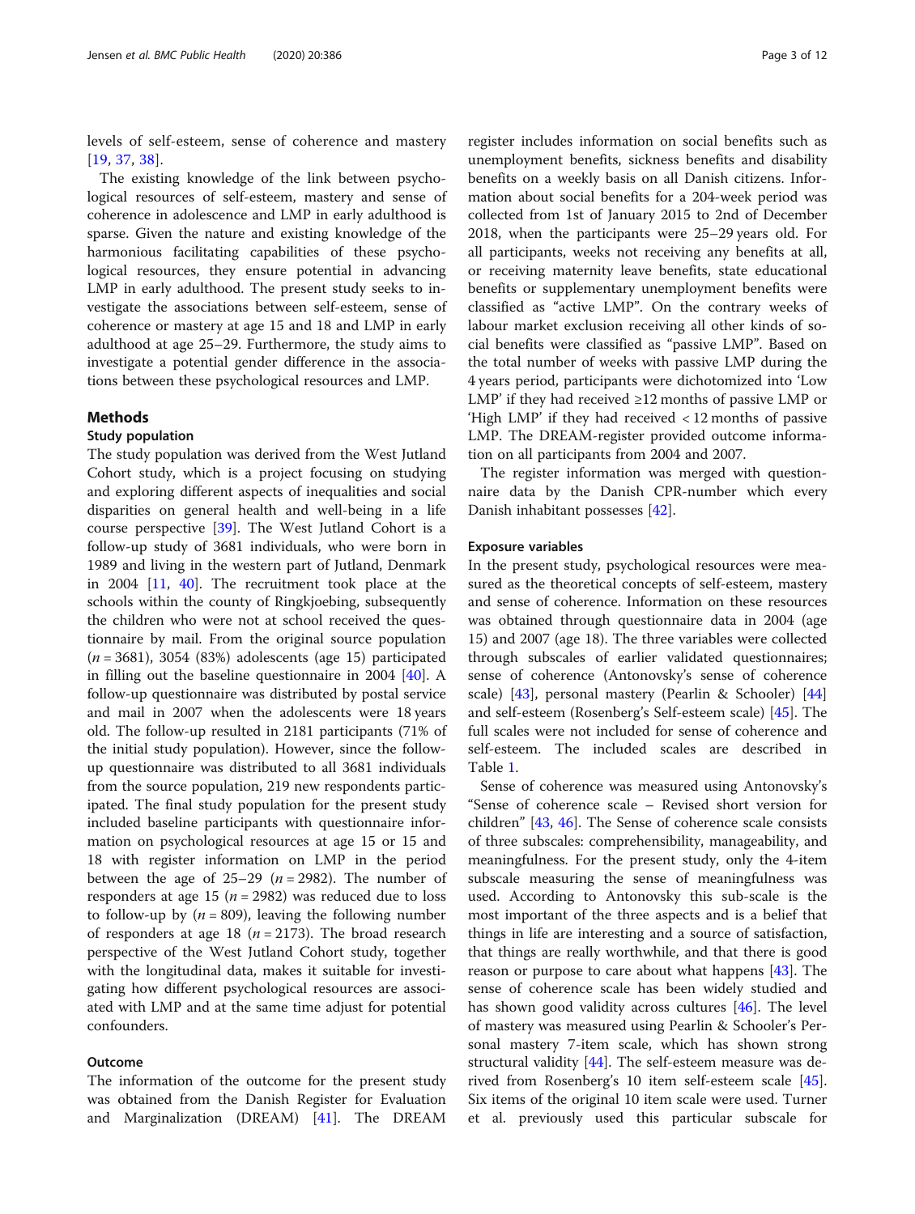levels of self-esteem, sense of coherence and mastery [19, 37, 38].

The existing knowledge of the link between psychological resources of self-esteem, mastery and sense of coherence in adolescence and LMP in early adulthood is sparse. Given the nature and existing knowledge of the harmonious facilitating capabilities of these psychological resources, they ensure potential in advancing LMP in early adulthood. The present study seeks to investigate the associations between self-esteem, sense of coherence or mastery at age 15 and 18 and LMP in early adulthood at age 25–29. Furthermore, the study aims to investigate a potential gender difference in the associations between these psychological resources and LMP.

## Methods

### Study population

The study population was derived from the West Jutland Cohort study, which is a project focusing on studying and exploring different aspects of inequalities and social disparities on general health and well-being in a life course perspective [39]. The West Jutland Cohort is a follow-up study of 3681 individuals, who were born in 1989 and living in the western part of Jutland, Denmark in 2004 [11, 40]. The recruitment took place at the schools within the county of Ringkjoebing, subsequently the children who were not at school received the questionnaire by mail. From the original source population ($n = 3681$), 3054 (83%) adolescents (age 15) participated in filling out the baseline questionnaire in 2004 [40]. A follow-up questionnaire was distributed by postal service and mail in 2007 when the adolescents were 18 years old. The follow-up resulted in 2181 participants (71% of the initial study population). However, since the follow-up questionnaire was distributed to all 3681 individuals from the source population, 219 new respondents participated. The final study population for the present study included baseline participants with questionnaire information on psychological resources at age 15 or 15 and 18 with register information on LMP in the period between the age of 25–29 ($n = 2982$). The number of responders at age 15 ($n = 2982$) was reduced due to loss to follow-up by ($n = 809$), leaving the following number of responders at age 18 ($n = 2173$). The broad research perspective of the West Jutland Cohort study, together with the longitudinal data, makes it suitable for investigating how different psychological resources are associated with LMP and at the same time adjust for potential confounders.

### Outcome

The information of the outcome for the present study was obtained from the Danish Register for Evaluation and Marginalization (DREAM) [41]. The DREAM register includes information on social benefits such as unemployment benefits, sickness benefits and disability benefits on a weekly basis on all Danish citizens. Information about social benefits for a 204-week period was collected from 1st of January 2015 to 2nd of December 2018, when the participants were 25–29 years old. For all participants, weeks not receiving any benefits at all, or receiving maternity leave benefits, state educational benefits or supplementary unemployment benefits were classified as "active LMP". On the contrary weeks of labour market exclusion receiving all other kinds of social benefits were classified as "passive LMP". Based on the total number of weeks with passive LMP during the 4 years period, participants were dichotomized into 'Low LMP' if they had received ≥12 months of passive LMP or 'High LMP' if they had received < 12 months of passive LMP. The DREAM-register provided outcome information on all participants from 2004 and 2007.

The register information was merged with questionnaire data by the Danish CPR-number which every Danish inhabitant possesses [42].

### Exposure variables

In the present study, psychological resources were measured as the theoretical concepts of self-esteem, mastery and sense of coherence. Information on these resources was obtained through questionnaire data in 2004 (age 15) and 2007 (age 18). The three variables were collected through subscales of earlier validated questionnaires; sense of coherence (Antonovsky's sense of coherence scale) [43], personal mastery (Pearlin & Schooler) [44] and self-esteem (Rosenberg's Self-esteem scale) [45]. The full scales were not included for sense of coherence and self-esteem. The included scales are described in Table 1.

Sense of coherence was measured using Antonovsky's "Sense of coherence scale – Revised short version for children" [43, 46]. The Sense of coherence scale consists of three subscales: comprehensibility, manageability, and meaningfulness. For the present study, only the 4-item subscale measuring the sense of meaningfulness was used. According to Antonovsky this sub-scale is the most important of the three aspects and is a belief that things in life are interesting and a source of satisfaction, that things are really worthwhile, and that there is good reason or purpose to care about what happens [43]. The sense of coherence scale has been widely studied and has shown good validity across cultures [46]. The level of mastery was measured using Pearlin & Schooler's Personal mastery 7-item scale, which has shown strong structural validity [44]. The self-esteem measure was derived from Rosenberg's 10 item self-esteem scale [45]. Six items of the original 10 item scale were used. Turner et al. previously used this particular subscale for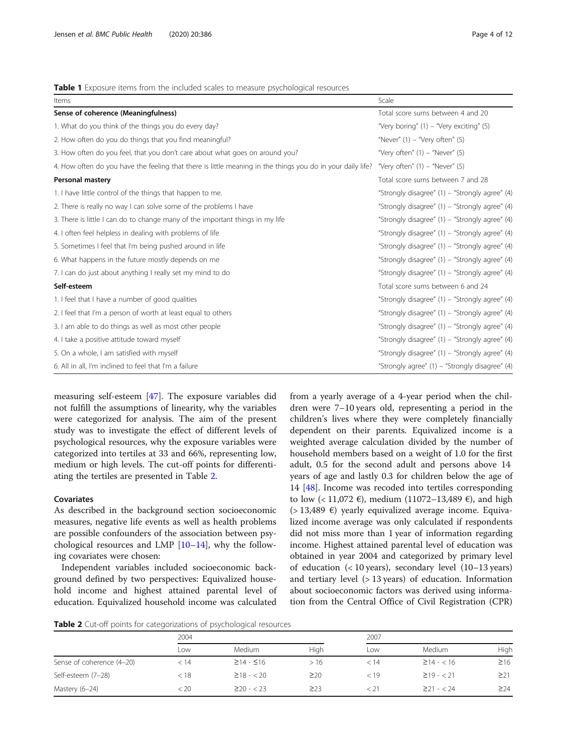**Table 1** Exposure items from the included scales to measure psychological resources

| Items | Scale |
| --- | --- |
| **Sense of coherence (Meaningfulness)** | Total score sums between 4 and 20 |
| 1. What do you think of the things you do every day? | "Very boring" (1) – "Very exciting" (5) |
| 2. How often do you do things that you find meaningful? | "Never" (1) – "Very often" (5) |
| 3. How often do you feel, that you don't care about what goes on around you? | "Very often" (1) – "Never" (5) |
| 4. How often do you have the feeling that there is little meaning in the things you do in your daily life? | "Very often" (1) – "Never" (5) |
| **Personal mastery** | Total score sums between 7 and 28 |
| 1. I have little control of the things that happen to me. | "Strongly disagree" (1) – "Strongly agree" (4) |
| 2. There is really no way I can solve some of the problems I have | "Strongly disagree" (1) – "Strongly agree" (4) |
| 3. There is little I can do to change many of the important things in my life | "Strongly disagree" (1) – "Strongly agree" (4) |
| 4. I often feel helpless in dealing with problems of life | "Strongly disagree" (1) – "Strongly agree" (4) |
| 5. Sometimes I feel that I'm being pushed around in life | "Strongly disagree" (1) – "Strongly agree" (4) |
| 6. What happens in the future mostly depends on me | "Strongly disagree" (1) – "Strongly agree" (4) |
| 7. I can do just about anything I really set my mind to do | "Strongly disagree" (1) – "Strongly agree" (4) |
| **Self-esteem** | Total score sums between 6 and 24 |
| 1. I feel that I have a number of good qualities | "Strongly disagree" (1) – "Strongly agree" (4) |
| 2. I feel that I'm a person of worth at least equal to others | "Strongly disagree" (1) – "Strongly agree" (4) |
| 3. I am able to do things as well as most other people | "Strongly disagree" (1) – "Strongly agree" (4) |
| 4. I take a positive attitude toward myself | "Strongly disagree" (1) – "Strongly agree" (4) |
| 5. On a whole, I am satisfied with myself | "Strongly disagree" (1) – "Strongly agree" (4) |
| 6. All in all, I'm inclined to feel that I'm a failure | "Strongly agree" (1) – "Strongly disagree" (4) |

measuring self-esteem [47]. The exposure variables did not fulfill the assumptions of linearity, why the variables were categorized for analysis. The aim of the present study was to investigate the effect of different levels of psychological resources, why the exposure variables were categorized into tertiles at 33 and 66%, representing low, medium or high levels. The cut-off points for differentiating the tertiles are presented in Table 2.

### Covariates

As described in the background section socioeconomic measures, negative life events as well as health problems are possible confounders of the association between psychological resources and LMP [10–14], why the following covariates were chosen:

Independent variables included socioeconomic background defined by two perspectives: Equivalized household income and highest attained parental level of education. Equivalized household income was calculated from a yearly average of a 4-year period when the children were 7–10 years old, representing a period in the children's lives where they were completely financially dependent on their parents. Equivalized income is a weighted average calculation divided by the number of household members based on a weight of 1.0 for the first adult, 0.5 for the second adult and persons above 14 years of age and lastly 0.3 for children below the age of 14 [48]. Income was recoded into tertiles corresponding to low (< 11,072 €), medium (11072–13,489 €), and high (> 13,489 €) yearly equivalized average income. Equivalized income average was only calculated if respondents did not miss more than 1 year of information regarding income. Highest attained parental level of education was obtained in year 2004 and categorized by primary level of education (< 10 years), secondary level (10–13 years) and tertiary level (> 13 years) of education. Information about socioeconomic factors was derived using information from the Central Office of Civil Registration (CPR)

**Table 2** Cut-off points for categorizations of psychological resources

| | 2004 | | | 2007 | | |
| --- | --- | --- | --- | --- | --- | --- |
| | Low | Medium | High | Low | Medium | High |
| Sense of coherence (4–20) | < 14 | ≥14 - ≤16 | > 16 | < 14 | ≥14 - < 16 | ≥16 |
| Self-esteem (7–28) | < 18 | ≥18 - < 20 | ≥20 | < 19 | ≥19 - < 21 | ≥21 |
| Mastery (6–24) | < 20 | ≥20 - < 23 | ≥23 | < 21 | ≥21 - < 24 | ≥24 |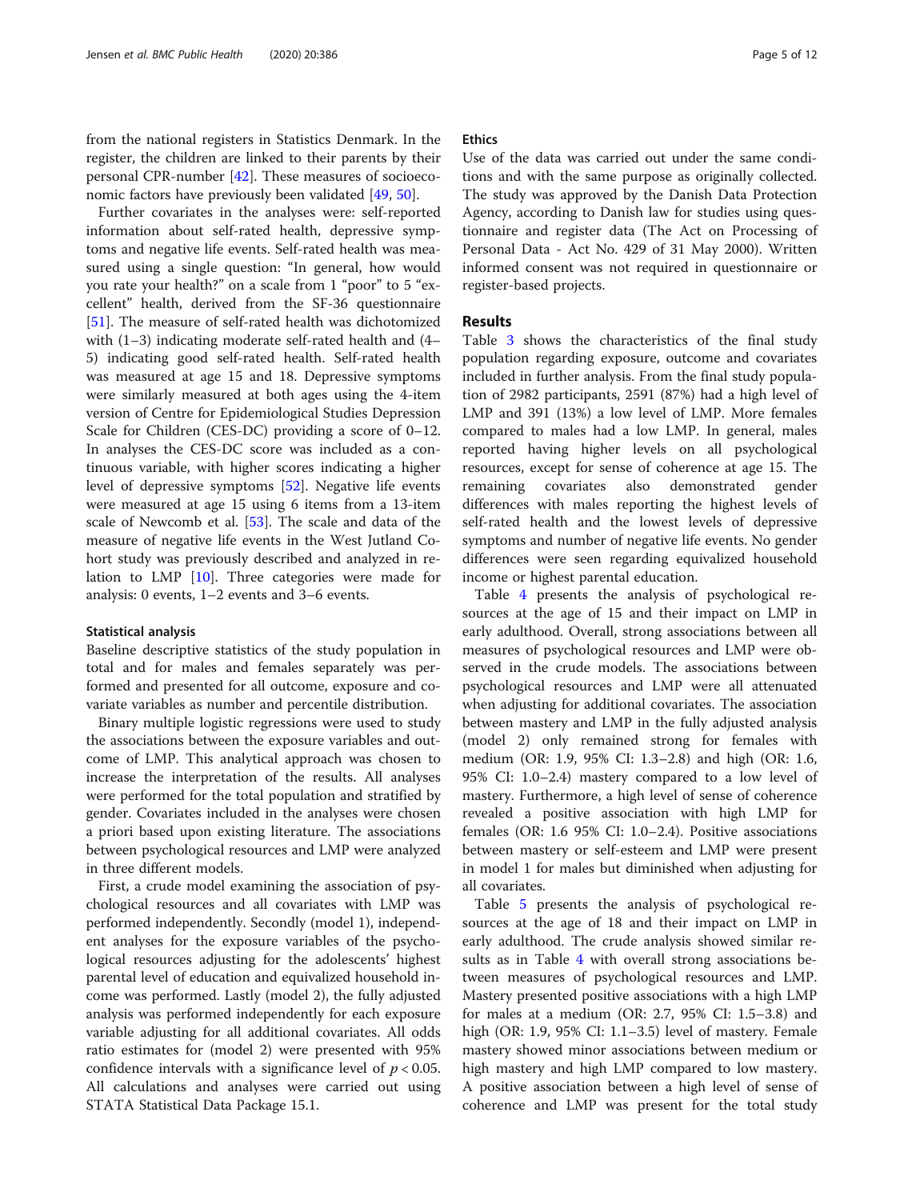from the national registers in Statistics Denmark. In the register, the children are linked to their parents by their personal CPR-number [42]. These measures of socioeconomic factors have previously been validated [49, 50].

Further covariates in the analyses were: self-reported information about self-rated health, depressive symptoms and negative life events. Self-rated health was measured using a single question: "In general, how would you rate your health?" on a scale from 1 "poor" to 5 "excellent" health, derived from the SF-36 questionnaire [51]. The measure of self-rated health was dichotomized with (1–3) indicating moderate self-rated health and (4–5) indicating good self-rated health. Self-rated health was measured at age 15 and 18. Depressive symptoms were similarly measured at both ages using the 4-item version of Centre for Epidemiological Studies Depression Scale for Children (CES-DC) providing a score of 0–12. In analyses the CES-DC score was included as a continuous variable, with higher scores indicating a higher level of depressive symptoms [52]. Negative life events were measured at age 15 using 6 items from a 13-item scale of Newcomb et al. [53]. The scale and data of the measure of negative life events in the West Jutland Cohort study was previously described and analyzed in relation to LMP [10]. Three categories were made for analysis: 0 events, 1–2 events and 3–6 events.

### Statistical analysis

Baseline descriptive statistics of the study population in total and for males and females separately was performed and presented for all outcome, exposure and covariate variables as number and percentile distribution.

Binary multiple logistic regressions were used to study the associations between the exposure variables and outcome of LMP. This analytical approach was chosen to increase the interpretation of the results. All analyses were performed for the total population and stratified by gender. Covariates included in the analyses were chosen a priori based upon existing literature. The associations between psychological resources and LMP were analyzed in three different models.

First, a crude model examining the association of psychological resources and all covariates with LMP was performed independently. Secondly (model 1), independent analyses for the exposure variables of the psychological resources adjusting for the adolescents' highest parental level of education and equivalized household income was performed. Lastly (model 2), the fully adjusted analysis was performed independently for each exposure variable adjusting for all additional covariates. All odds ratio estimates for (model 2) were presented with 95% confidence intervals with a significance level of $p < 0.05$. All calculations and analyses were carried out using STATA Statistical Data Package 15.1.

### Ethics

Use of the data was carried out under the same conditions and with the same purpose as originally collected. The study was approved by the Danish Data Protection Agency, according to Danish law for studies using questionnaire and register data (The Act on Processing of Personal Data - Act No. 429 of 31 May 2000). Written informed consent was not required in questionnaire or register-based projects.

## Results

Table 3 shows the characteristics of the final study population regarding exposure, outcome and covariates included in further analysis. From the final study population of 2982 participants, 2591 (87%) had a high level of LMP and 391 (13%) a low level of LMP. More females compared to males had a low LMP. In general, males reported having higher levels on all psychological resources, except for sense of coherence at age 15. The remaining covariates also demonstrated gender differences with males reporting the highest levels of self-rated health and the lowest levels of depressive symptoms and number of negative life events. No gender differences were seen regarding equivalized household income or highest parental education.

Table 4 presents the analysis of psychological resources at the age of 15 and their impact on LMP in early adulthood. Overall, strong associations between all measures of psychological resources and LMP were observed in the crude models. The associations between psychological resources and LMP were all attenuated when adjusting for additional covariates. The association between mastery and LMP in the fully adjusted analysis (model 2) only remained strong for females with medium (OR: 1.9, 95% CI: 1.3–2.8) and high (OR: 1.6, 95% CI: 1.0–2.4) mastery compared to a low level of mastery. Furthermore, a high level of sense of coherence revealed a positive association with high LMP for females (OR: 1.6 95% CI: 1.0–2.4). Positive associations between mastery or self-esteem and LMP were present in model 1 for males but diminished when adjusting for all covariates.

Table 5 presents the analysis of psychological resources at the age of 18 and their impact on LMP in early adulthood. The crude analysis showed similar results as in Table 4 with overall strong associations between measures of psychological resources and LMP. Mastery presented positive associations with a high LMP for males at a medium (OR: 2.7, 95% CI: 1.5–3.8) and high (OR: 1.9, 95% CI: 1.1–3.5) level of mastery. Female mastery showed minor associations between medium or high mastery and high LMP compared to low mastery. A positive association between a high level of sense of coherence and LMP was present for the total study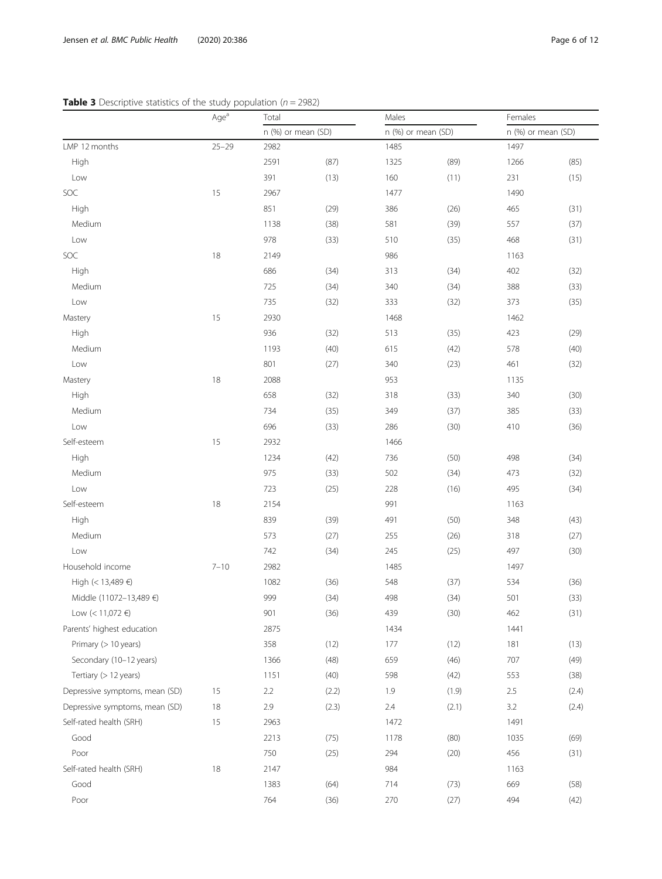**Table 3** Descriptive statistics of the study population ($n = 2982$)

| | Age[a] | Total | | Males | | Females | |
|---|---|---|---|---|---|---|---|
| | | n (%) or mean (SD) | | n (%) or mean (SD) | | n (%) or mean (SD) | |
| LMP 12 months | 25–29 | 2982 | | 1485 | | 1497 | |
| High | | 2591 | (87) | 1325 | (89) | 1266 | (85) |
| Low | | 391 | (13) | 160 | (11) | 231 | (15) |
| SOC | 15 | 2967 | | 1477 | | 1490 | |
| High | | 851 | (29) | 386 | (26) | 465 | (31) |
| Medium | | 1138 | (38) | 581 | (39) | 557 | (37) |
| Low | | 978 | (33) | 510 | (35) | 468 | (31) |
| SOC | 18 | 2149 | | 986 | | 1163 | |
| High | | 686 | (34) | 313 | (34) | 402 | (32) |
| Medium | | 725 | (34) | 340 | (34) | 388 | (33) |
| Low | | 735 | (32) | 333 | (32) | 373 | (35) |
| Mastery | 15 | 2930 | | 1468 | | 1462 | |
| High | | 936 | (32) | 513 | (35) | 423 | (29) |
| Medium | | 1193 | (40) | 615 | (42) | 578 | (40) |
| Low | | 801 | (27) | 340 | (23) | 461 | (32) |
| Mastery | 18 | 2088 | | 953 | | 1135 | |
| High | | 658 | (32) | 318 | (33) | 340 | (30) |
| Medium | | 734 | (35) | 349 | (37) | 385 | (33) |
| Low | | 696 | (33) | 286 | (30) | 410 | (36) |
| Self-esteem | 15 | 2932 | | 1466 | | | |
| High | | 1234 | (42) | 736 | (50) | 498 | (34) |
| Medium | | 975 | (33) | 502 | (34) | 473 | (32) |
| Low | | 723 | (25) | 228 | (16) | 495 | (34) |
| Self-esteem | 18 | 2154 | | 991 | | 1163 | |
| High | | 839 | (39) | 491 | (50) | 348 | (43) |
| Medium | | 573 | (27) | 255 | (26) | 318 | (27) |
| Low | | 742 | (34) | 245 | (25) | 497 | (30) |
| Household income | 7–10 | 2982 | | 1485 | | 1497 | |
| High (< 13,489 €) | | 1082 | (36) | 548 | (37) | 534 | (36) |
| Middle (11072–13,489 €) | | 999 | (34) | 498 | (34) | 501 | (33) |
| Low (< 11,072 €) | | 901 | (36) | 439 | (30) | 462 | (31) |
| Parents' highest education | | 2875 | | 1434 | | 1441 | |
| Primary (> 10 years) | | 358 | (12) | 177 | (12) | 181 | (13) |
| Secondary (10–12 years) | | 1366 | (48) | 659 | (46) | 707 | (49) |
| Tertiary (> 12 years) | | 1151 | (40) | 598 | (42) | 553 | (38) |
| Depressive symptoms, mean (SD) | 15 | 2.2 | (2.2) | 1.9 | (1.9) | 2.5 | (2.4) |
| Depressive symptoms, mean (SD) | 18 | 2.9 | (2.3) | 2.4 | (2.1) | 3.2 | (2.4) |
| Self-rated health (SRH) | 15 | 2963 | | 1472 | | 1491 | |
| Good | | 2213 | (75) | 1178 | (80) | 1035 | (69) |
| Poor | | 750 | (25) | 294 | (20) | 456 | (31) |
| Self-rated health (SRH) | 18 | 2147 | | 984 | | 1163 | |
| Good | | 1383 | (64) | 714 | (73) | 669 | (58) |
| Poor | | 764 | (36) | 270 | (27) | 494 | (42) |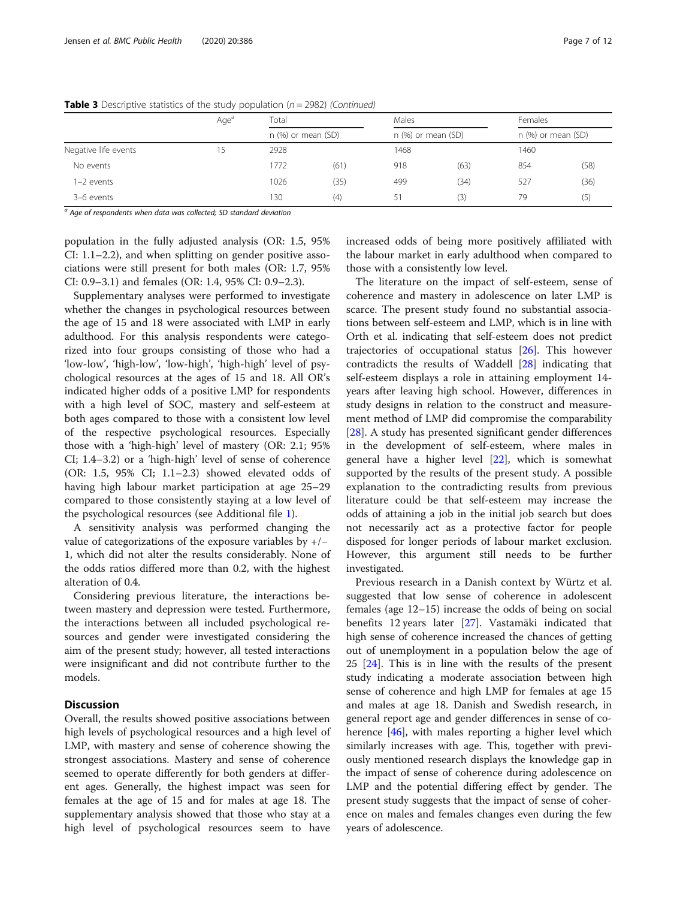**Table 3** Descriptive statistics of the study population (*n* = 2982) *(Continued)*

| | Age[a] | Total | | Males | | Females | |
|---|---|---|---|---|---|---|---|
| | | n (%) or mean (SD) | | n (%) or mean (SD) | | n (%) or mean (SD) | |
| Negative life events | 15 | 2928 | | 1468 | | 1460 | |
| No events | | 1772 | (61) | 918 | (63) | 854 | (58) |
| 1–2 events | | 1026 | (35) | 499 | (34) | 527 | (36) |
| 3–6 events | | 130 | (4) | 51 | (3) | 79 | (5) |

[a] *Age of respondents when data was collected; SD standard deviation*

population in the fully adjusted analysis (OR: 1.5, 95% CI: 1.1–2.2), and when splitting on gender positive associations were still present for both males (OR: 1.7, 95% CI: 0.9–3.1) and females (OR: 1.4, 95% CI: 0.9–2.3).

Supplementary analyses were performed to investigate whether the changes in psychological resources between the age of 15 and 18 were associated with LMP in early adulthood. For this analysis respondents were categorized into four groups consisting of those who had a 'low-low', 'high-low', 'low-high', 'high-high' level of psychological resources at the ages of 15 and 18. All OR's indicated higher odds of a positive LMP for respondents with a high level of SOC, mastery and self-esteem at both ages compared to those with a consistent low level of the respective psychological resources. Especially those with a 'high-high' level of mastery (OR: 2.1; 95% CI; 1.4–3.2) or a 'high-high' level of sense of coherence (OR: 1.5, 95% CI; 1.1–2.3) showed elevated odds of having high labour market participation at age 25–29 compared to those consistently staying at a low level of the psychological resources (see Additional file 1).

A sensitivity analysis was performed changing the value of categorizations of the exposure variables by +/− 1, which did not alter the results considerably. None of the odds ratios differed more than 0.2, with the highest alteration of 0.4.

Considering previous literature, the interactions between mastery and depression were tested. Furthermore, the interactions between all included psychological resources and gender were investigated considering the aim of the present study; however, all tested interactions were insignificant and did not contribute further to the models.

## Discussion

Overall, the results showed positive associations between high levels of psychological resources and a high level of LMP, with mastery and sense of coherence showing the strongest associations. Mastery and sense of coherence seemed to operate differently for both genders at different ages. Generally, the highest impact was seen for females at the age of 15 and for males at age 18. The supplementary analysis showed that those who stay at a high level of psychological resources seem to have increased odds of being more positively affiliated with the labour market in early adulthood when compared to those with a consistently low level.

The literature on the impact of self-esteem, sense of coherence and mastery in adolescence on later LMP is scarce. The present study found no substantial associations between self-esteem and LMP, which is in line with Orth et al. indicating that self-esteem does not predict trajectories of occupational status [26]. This however contradicts the results of Waddell [28] indicating that self-esteem displays a role in attaining employment 14-years after leaving high school. However, differences in study designs in relation to the construct and measurement method of LMP did compromise the comparability [28]. A study has presented significant gender differences in the development of self-esteem, where males in general have a higher level [22], which is somewhat supported by the results of the present study. A possible explanation to the contradicting results from previous literature could be that self-esteem may increase the odds of attaining a job in the initial job search but does not necessarily act as a protective factor for people disposed for longer periods of labour market exclusion. However, this argument still needs to be further investigated.

Previous research in a Danish context by Würtz et al. suggested that low sense of coherence in adolescent females (age 12–15) increase the odds of being on social benefits 12 years later [27]. Vastamäki indicated that high sense of coherence increased the chances of getting out of unemployment in a population below the age of 25 [24]. This is in line with the results of the present study indicating a moderate association between high sense of coherence and high LMP for females at age 15 and males at age 18. Danish and Swedish research, in general report age and gender differences in sense of coherence [46], with males reporting a higher level which similarly increases with age. This, together with previously mentioned research displays the knowledge gap in the impact of sense of coherence during adolescence on LMP and the potential differing effect by gender. The present study suggests that the impact of sense of coherence on males and females changes even during the few years of adolescence.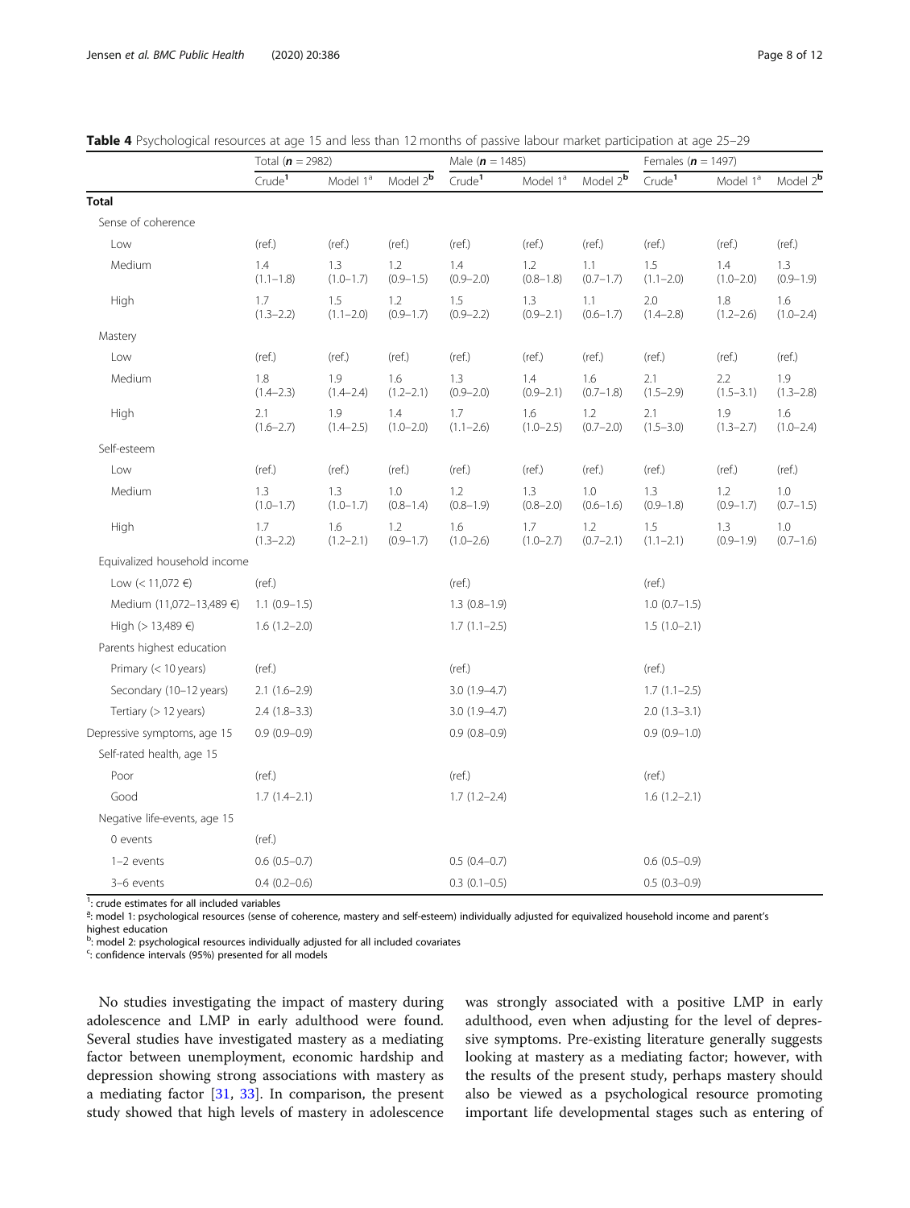**Table 4** Psychological resources at age 15 and less than 12 months of passive labour market participation at age 25–29

| | Total (**n** = 2982) | | | Male (**n** = 1485) | | | Females (**n** = 1497) | | |
|---|---|---|---|---|---|---|---|---|---|
| | Crude[1] | Model 1[a] | Model 2[b] | Crude[1] | Model 1[a] | Model 2[b] | Crude[1] | Model 1[a] | Model 2[b] |
| **Total** | | | | | | | | | |
| Sense of coherence | | | | | | | | | |
| Low | (ref.) | (ref.) | (ref.) | (ref.) | (ref.) | (ref.) | (ref.) | (ref.) | (ref.) |
| Medium | 1.4 (1.1–1.8) | 1.3 (1.0–1.7) | 1.2 (0.9–1.5) | 1.4 (0.9–2.0) | 1.2 (0.8–1.8) | 1.1 (0.7–1.7) | 1.5 (1.1–2.0) | 1.4 (1.0–2.0) | 1.3 (0.9–1.9) |
| High | 1.7 (1.3–2.2) | 1.5 (1.1–2.0) | 1.2 (0.9–1.7) | 1.5 (0.9–2.2) | 1.3 (0.9–2.1) | 1.1 (0.6–1.7) | 2.0 (1.4–2.8) | 1.8 (1.2–2.6) | 1.6 (1.0–2.4) |
| Mastery | | | | | | | | | |
| Low | (ref.) | (ref.) | (ref.) | (ref.) | (ref.) | (ref.) | (ref.) | (ref.) | (ref.) |
| Medium | 1.8 (1.4–2.3) | 1.9 (1.4–2.4) | 1.6 (1.2–2.1) | 1.3 (0.9–2.0) | 1.4 (0.9–2.1) | 1.6 (0.7–1.8) | 2.1 (1.5–2.9) | 2.2 (1.5–3.1) | 1.9 (1.3–2.8) |
| High | 2.1 (1.6–2.7) | 1.9 (1.4–2.5) | 1.4 (1.0–2.0) | 1.7 (1.1–2.6) | 1.6 (1.0–2.5) | 1.2 (0.7–2.0) | 2.1 (1.5–3.0) | 1.9 (1.3–2.7) | 1.6 (1.0–2.4) |
| Self-esteem | | | | | | | | | |
| Low | (ref.) | (ref.) | (ref.) | (ref.) | (ref.) | (ref.) | (ref.) | (ref.) | (ref.) |
| Medium | 1.3 (1.0–1.7) | 1.3 (1.0–1.7) | 1.0 (0.8–1.4) | 1.2 (0.8–1.9) | 1.3 (0.8–2.0) | 1.0 (0.6–1.6) | 1.3 (0.9–1.8) | 1.2 (0.9–1.7) | 1.0 (0.7–1.5) |
| High | 1.7 (1.3–2.2) | 1.6 (1.2–2.1) | 1.2 (0.9–1.7) | 1.6 (1.0–2.6) | 1.7 (1.0–2.7) | 1.2 (0.7–2.1) | 1.5 (1.1–2.1) | 1.3 (0.9–1.9) | 1.0 (0.7–1.6) |
| Equivalized household income | | | | | | | | | |
| Low (< 11,072 €) | (ref.) | | | (ref.) | | | (ref.) | | |
| Medium (11,072–13,489 €) | 1.1 (0.9–1.5) | | | 1.3 (0.8–1.9) | | | 1.0 (0.7–1.5) | | |
| High (> 13,489 €) | 1.6 (1.2–2.0) | | | 1.7 (1.1–2.5) | | | 1.5 (1.0–2.1) | | |
| Parents highest education | | | | | | | | | |
| Primary (< 10 years) | (ref.) | | | (ref.) | | | (ref.) | | |
| Secondary (10–12 years) | 2.1 (1.6–2.9) | | | 3.0 (1.9–4.7) | | | 1.7 (1.1–2.5) | | |
| Tertiary (> 12 years) | 2.4 (1.8–3.3) | | | 3.0 (1.9–4.7) | | | 2.0 (1.3–3.1) | | |
| Depressive symptoms, age 15 | 0.9 (0.9–0.9) | | | 0.9 (0.8–0.9) | | | 0.9 (0.9–1.0) | | |
| Self-rated health, age 15 | | | | | | | | | |
| Poor | (ref.) | | | (ref.) | | | (ref.) | | |
| Good | 1.7 (1.4–2.1) | | | 1.7 (1.2–2.4) | | | 1.6 (1.2–2.1) | | |
| Negative life-events, age 15 | | | | | | | | | |
| 0 events | (ref.) | | | | | | | | |
| 1–2 events | 0.6 (0.5–0.7) | | | 0.5 (0.4–0.7) | | | 0.6 (0.5–0.9) | | |
| 3–6 events | 0.4 (0.2–0.6) | | | 0.3 (0.1–0.5) | | | 0.5 (0.3–0.9) | | |

[1]: crude estimates for all included variables
[a]: model 1: psychological resources (sense of coherence, mastery and self-esteem) individually adjusted for equivalized household income and parent's highest education
[b]: model 2: psychological resources individually adjusted for all included covariates
[c]: confidence intervals (95%) presented for all models

No studies investigating the impact of mastery during adolescence and LMP in early adulthood were found. Several studies have investigated mastery as a mediating factor between unemployment, economic hardship and depression showing strong associations with mastery as a mediating factor [31, 33]. In comparison, the present study showed that high levels of mastery in adolescence was strongly associated with a positive LMP in early adulthood, even when adjusting for the level of depressive symptoms. Pre-existing literature generally suggests looking at mastery as a mediating factor; however, with the results of the present study, perhaps mastery should also be viewed as a psychological resource promoting important life developmental stages such as entering of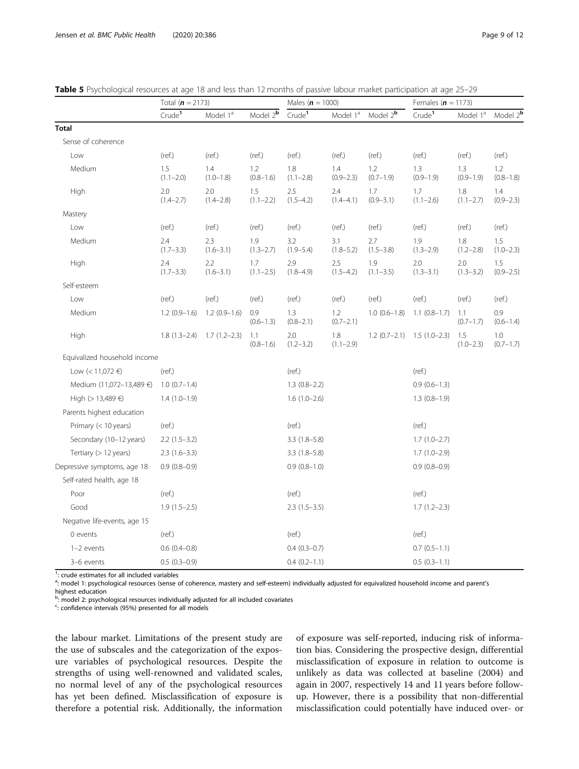**Table 5** Psychological resources at age 18 and less than 12 months of passive labour market participation at age 25–29

| | Total (**n** = 2173) | | | Males (**n** = 1000) | | | Females (**n** = 1173) | | |
|---|---|---|---|---|---|---|---|---|---|
| | Crude[1] | Model 1[a] | Model 2[b] | Crude[1] | Model 1[a] | Model 2[b] | Crude[1] | Model 1[a] | Model 2[b] |
| **Total** | | | | | | | | | |
| Sense of coherence | | | | | | | | | |
| Low | (ref.) | (ref.) | (ref.) | (ref.) | (ref.) | (ref.) | (ref.) | (ref.) | (ref.) |
| Medium | 1.5 (1.1–2.0) | 1.4 (1.0–1.8) | 1.2 (0.8–1.6) | 1.8 (1.1–2.8) | 1.4 (0.9–2.3) | 1.2 (0.7–1.9) | 1.3 (0.9–1.9) | 1.3 (0.9–1.9) | 1.2 (0.8–1.8) |
| High | 2.0 (1.4–2.7) | 2.0 (1.4–2.8) | 1.5 (1.1–2.2) | 2.5 (1.5–4.2) | 2.4 (1.4–4.1) | 1.7 (0.9–3.1) | 1.7 (1.1–2.6) | 1.8 (1.1–2.7) | 1.4 (0.9–2.3) |
| Mastery | | | | | | | | | |
| Low | (ref.) | (ref.) | (ref.) | (ref.) | (ref.) | (ref.) | (ref.) | (ref.) | (ref.) |
| Medium | 2.4 (1.7–3.3) | 2.3 (1.6–3.1) | 1.9 (1.3–2.7) | 3.2 (1.9–5.4) | 3.1 (1.8–5.2) | 2.7 (1.5–3.8) | 1.9 (1.3–2.9) | 1.8 (1.2–2.8) | 1.5 (1.0–2.3) |
| High | 2.4 (1.7–3.3) | 2.2 (1.6–3.1) | 1.7 (1.1–2.5) | 2.9 (1.8–4.9) | 2.5 (1.5–4.2) | 1.9 (1.1–3.5) | 2.0 (1.3–3.1) | 2.0 (1.3–3.2) | 1.5 (0.9–2.5) |
| Self-esteem | | | | | | | | | |
| Low | (ref.) | (ref.) | (ref.) | (ref.) | (ref.) | (ref.) | (ref.) | (ref.) | (ref.) |
| Medium | 1.2 (0.9–1.6) | 1.2 (0.9–1.6) | 0.9 (0.6–1.3) | 1.3 (0.8–2.1) | 1.2 (0.7–2.1) | 1.0 (0.6–1.8) | 1.1 (0.8–1.7) | 1.1 (0.7–1.7) | 0.9 (0.6–1.4) |
| High | 1.8 (1.3–2.4) | 1.7 (1.2–2.3) | 1.1 (0.8–1.6) | 2.0 (1.2–3.2) | 1.8 (1.1–2.9) | 1.2 (0.7–2.1) | 1.5 (1.0–2.3) | 1.5 (1.0–2.3) | 1.0 (0.7–1.7) |
| Equivalized household income | | | | | | | | | |
| Low (< 11,072 €) | (ref.) | | | (ref.) | | | (ref.) | | |
| Medium (11,072–13,489 €) | 1.0 (0.7–1.4) | | | 1.3 (0.8–2.2) | | | 0.9 (0.6–1.3) | | |
| High (> 13,489 €) | 1.4 (1.0–1.9) | | | 1.6 (1.0–2.6) | | | 1.3 (0.8–1.9) | | |
| Parents highest education | | | | | | | | | |
| Primary (< 10 years) | (ref.) | | | (ref.) | | | (ref.) | | |
| Secondary (10–12 years) | 2.2 (1.5–3.2) | | | 3.3 (1.8–5.8) | | | 1.7 (1.0–2.7) | | |
| Tertiary (> 12 years) | 2.3 (1.6–3.3) | | | 3.3 (1.8–5.8) | | | 1.7 (1.0–2.9) | | |
| Depressive symptoms, age 18 | 0.9 (0.8–0.9) | | | 0.9 (0.8–1.0) | | | 0.9 (0.8–0.9) | | |
| Self-rated health, age 18 | | | | | | | | | |
| Poor | (ref.) | | | (ref.) | | | (ref.) | | |
| Good | 1.9 (1.5–2.5) | | | 2.3 (1.5–3.5) | | | 1.7 (1.2–2.3) | | |
| Negative life-events, age 15 | | | | | | | | | |
| 0 events | (ref.) | | | (ref.) | | | (ref.) | | |
| 1–2 events | 0.6 (0.4–0.8) | | | 0.4 (0.3–0.7) | | | 0.7 (0.5–1.1) | | |
| 3–6 events | 0.5 (0.3–0.9) | | | 0.4 (0.2–1.1) | | | 0.5 (0.3–1.1) | | |

[1]: crude estimates for all included variables
[a]: model 1: psychological resources (sense of coherence, mastery and self-esteem) individually adjusted for equivalized household income and parent's highest education
[b]: model 2: psychological resources individually adjusted for all included covariates
[c]: confidence intervals (95%) presented for all models

the labour market. Limitations of the present study are the use of subscales and the categorization of the exposure variables of psychological resources. Despite the strengths of using well-renowned and validated scales, no normal level of any of the psychological resources has yet been defined. Misclassification of exposure is therefore a potential risk. Additionally, the information of exposure was self-reported, inducing risk of information bias. Considering the prospective design, differential misclassification of exposure in relation to outcome is unlikely as data was collected at baseline (2004) and again in 2007, respectively 14 and 11 years before follow-up. However, there is a possibility that non-differential misclassification could potentially have induced over- or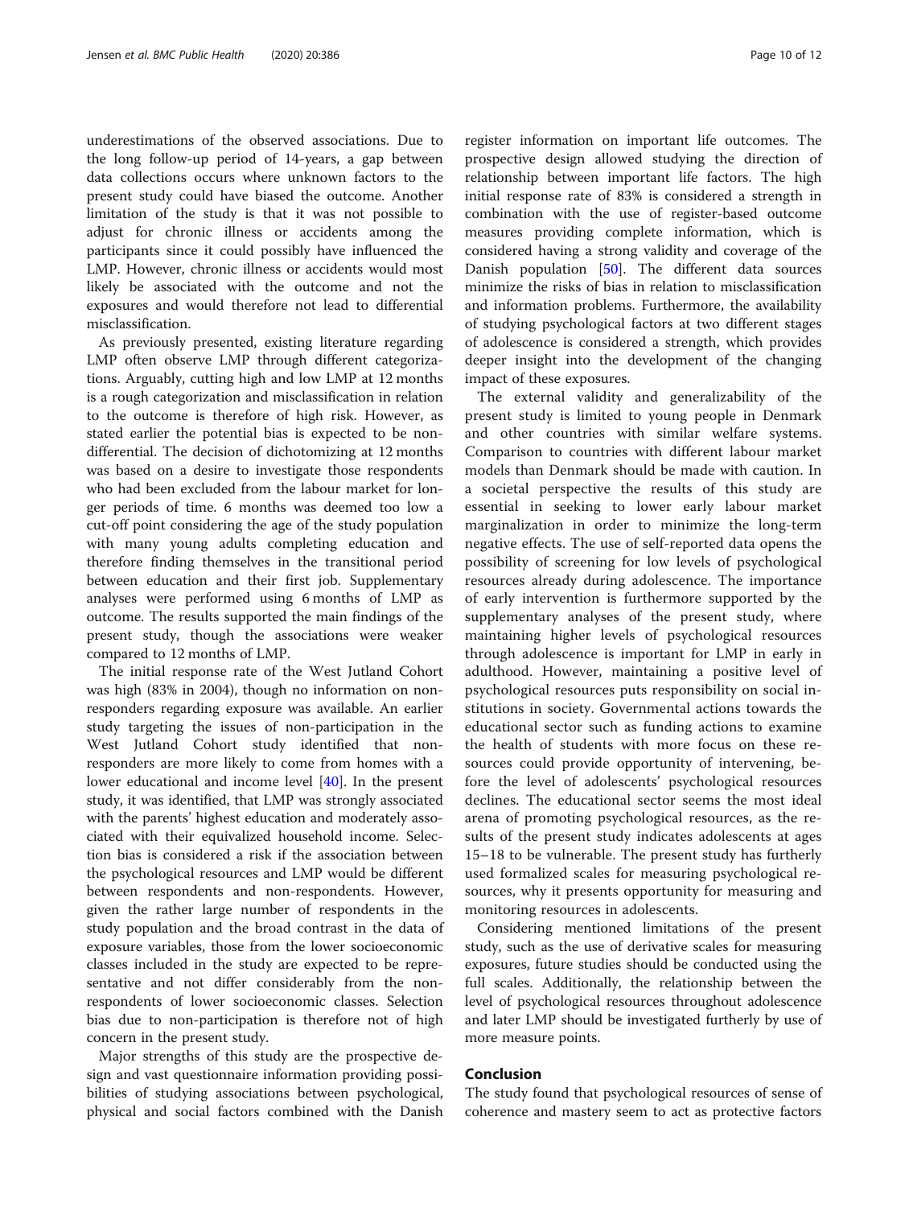underestimations of the observed associations. Due to the long follow-up period of 14-years, a gap between data collections occurs where unknown factors to the present study could have biased the outcome. Another limitation of the study is that it was not possible to adjust for chronic illness or accidents among the participants since it could possibly have influenced the LMP. However, chronic illness or accidents would most likely be associated with the outcome and not the exposures and would therefore not lead to differential misclassification.

As previously presented, existing literature regarding LMP often observe LMP through different categorizations. Arguably, cutting high and low LMP at 12 months is a rough categorization and misclassification in relation to the outcome is therefore of high risk. However, as stated earlier the potential bias is expected to be non-differential. The decision of dichotomizing at 12 months was based on a desire to investigate those respondents who had been excluded from the labour market for longer periods of time. 6 months was deemed too low a cut-off point considering the age of the study population with many young adults completing education and therefore finding themselves in the transitional period between education and their first job. Supplementary analyses were performed using 6 months of LMP as outcome. The results supported the main findings of the present study, though the associations were weaker compared to 12 months of LMP.

The initial response rate of the West Jutland Cohort was high (83% in 2004), though no information on non-responders regarding exposure was available. An earlier study targeting the issues of non-participation in the West Jutland Cohort study identified that non-responders are more likely to come from homes with a lower educational and income level [40]. In the present study, it was identified, that LMP was strongly associated with the parents' highest education and moderately associated with their equivalized household income. Selection bias is considered a risk if the association between the psychological resources and LMP would be different between respondents and non-respondents. However, given the rather large number of respondents in the study population and the broad contrast in the data of exposure variables, those from the lower socioeconomic classes included in the study are expected to be representative and not differ considerably from the non-respondents of lower socioeconomic classes. Selection bias due to non-participation is therefore not of high concern in the present study.

Major strengths of this study are the prospective design and vast questionnaire information providing possibilities of studying associations between psychological, physical and social factors combined with the Danish register information on important life outcomes. The prospective design allowed studying the direction of relationship between important life factors. The high initial response rate of 83% is considered a strength in combination with the use of register-based outcome measures providing complete information, which is considered having a strong validity and coverage of the Danish population [50]. The different data sources minimize the risks of bias in relation to misclassification and information problems. Furthermore, the availability of studying psychological factors at two different stages of adolescence is considered a strength, which provides deeper insight into the development of the changing impact of these exposures.

The external validity and generalizability of the present study is limited to young people in Denmark and other countries with similar welfare systems. Comparison to countries with different labour market models than Denmark should be made with caution. In a societal perspective the results of this study are essential in seeking to lower early labour market marginalization in order to minimize the long-term negative effects. The use of self-reported data opens the possibility of screening for low levels of psychological resources already during adolescence. The importance of early intervention is furthermore supported by the supplementary analyses of the present study, where maintaining higher levels of psychological resources through adolescence is important for LMP in early in adulthood. However, maintaining a positive level of psychological resources puts responsibility on social institutions in society. Governmental actions towards the educational sector such as funding actions to examine the health of students with more focus on these resources could provide opportunity of intervening, before the level of adolescents' psychological resources declines. The educational sector seems the most ideal arena of promoting psychological resources, as the results of the present study indicates adolescents at ages 15–18 to be vulnerable. The present study has furtherly used formalized scales for measuring psychological resources, why it presents opportunity for measuring and monitoring resources in adolescents.

Considering mentioned limitations of the present study, such as the use of derivative scales for measuring exposures, future studies should be conducted using the full scales. Additionally, the relationship between the level of psychological resources throughout adolescence and later LMP should be investigated furtherly by use of more measure points.

## Conclusion

The study found that psychological resources of sense of coherence and mastery seem to act as protective factors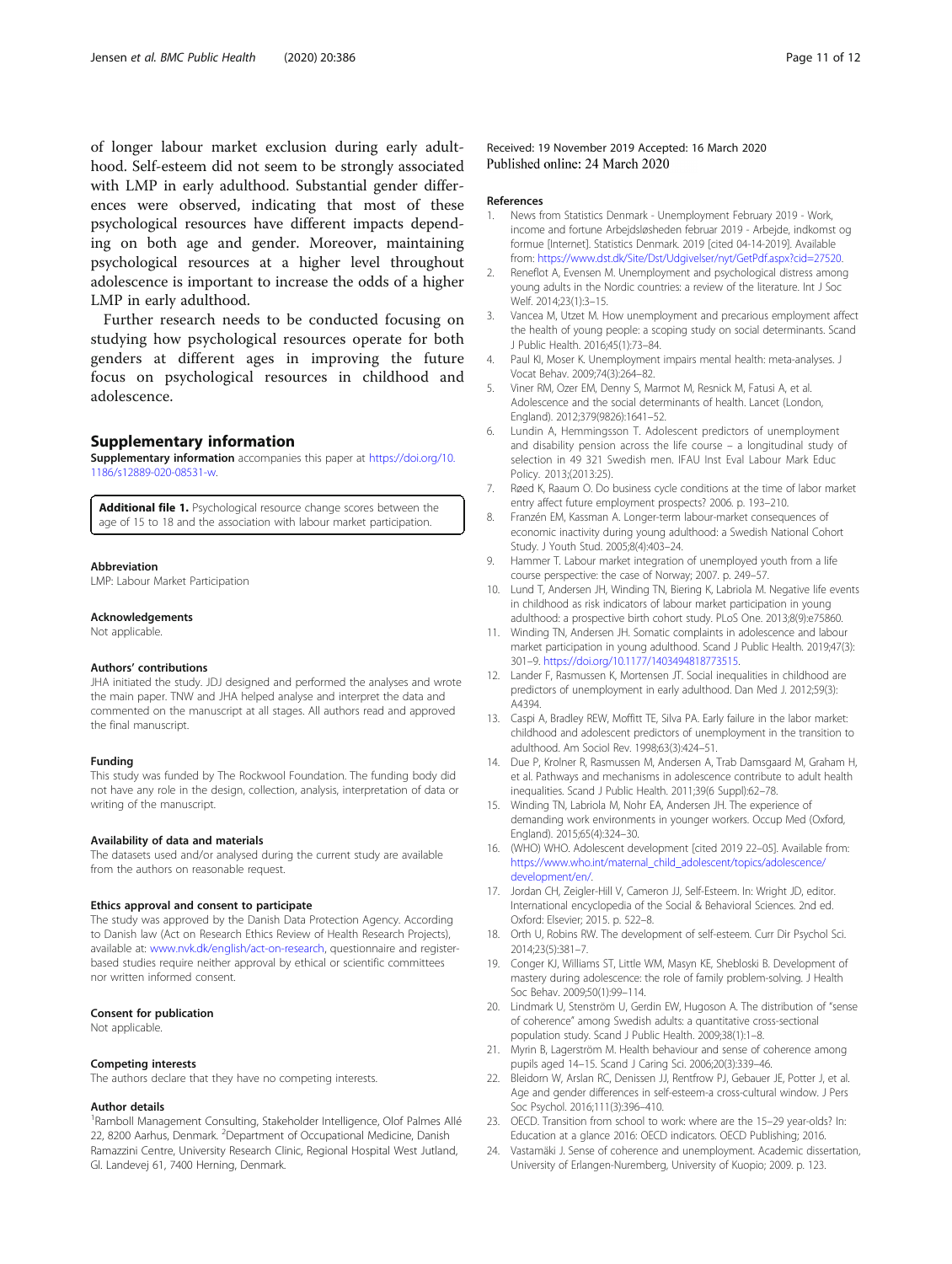of longer labour market exclusion during early adulthood. Self-esteem did not seem to be strongly associated with LMP in early adulthood. Substantial gender differences were observed, indicating that most of these psychological resources have different impacts depending on both age and gender. Moreover, maintaining psychological resources at a higher level throughout adolescence is important to increase the odds of a higher LMP in early adulthood.

Further research needs to be conducted focusing on studying how psychological resources operate for both genders at different ages in improving the future focus on psychological resources in childhood and adolescence.

## Supplementary information

**Supplementary information** accompanies this paper at https://doi.org/10.1186/s12889-020-08531-w.

**Additional file 1.** Psychological resource change scores between the age of 15 to 18 and the association with labour market participation.

### Abbreviation

LMP: Labour Market Participation

### Acknowledgements

Not applicable.

### Authors' contributions

JHA initiated the study. JDJ designed and performed the analyses and wrote the main paper. TNW and JHA helped analyse and interpret the data and commented on the manuscript at all stages. All authors read and approved the final manuscript.

### Funding

This study was funded by The Rockwool Foundation. The funding body did not have any role in the design, collection, analysis, interpretation of data or writing of the manuscript.

### Availability of data and materials

The datasets used and/or analysed during the current study are available from the authors on reasonable request.

### Ethics approval and consent to participate

The study was approved by the Danish Data Protection Agency. According to Danish law (Act on Research Ethics Review of Health Research Projects), available at: www.nvk.dk/english/act-on-research, questionnaire and register-based studies require neither approval by ethical or scientific committees nor written informed consent.

### Consent for publication

Not applicable.

### Competing interests

The authors declare that they have no competing interests.

### Author details

[1]Ramboll Management Consulting, Stakeholder Intelligence, Olof Palmes Allé 22, 8200 Aarhus, Denmark. [2]Department of Occupational Medicine, Danish Ramazzini Centre, University Research Clinic, Regional Hospital West Jutland, Gl. Landevej 61, 7400 Herning, Denmark.

Received: 19 November 2019 Accepted: 16 March 2020
Published online: 24 March 2020

### References

1. News from Statistics Denmark - Unemployment February 2019 - Work, income and fortune Arbejdsløsheden februar 2019 - Arbejde, indkomst og formue [Internet]. Statistics Denmark. 2019 [cited 04-14-2019]. Available from: https://www.dst.dk/Site/Dst/Udgivelser/nyt/GetPdf.aspx?cid=27520.
2. Reneflot A, Evensen M. Unemployment and psychological distress among young adults in the Nordic countries: a review of the literature. Int J Soc Welf. 2014;23(1):3–15.
3. Vancea M, Utzet M. How unemployment and precarious employment affect the health of young people: a scoping study on social determinants. Scand J Public Health. 2016;45(1):73–84.
4. Paul KI, Moser K. Unemployment impairs mental health: meta-analyses. J Vocat Behav. 2009;74(3):264–82.
5. Viner RM, Ozer EM, Denny S, Marmot M, Resnick M, Fatusi A, et al. Adolescence and the social determinants of health. Lancet (London, England). 2012;379(9826):1641–52.
6. Lundin A, Hemmingsson T. Adolescent predictors of unemployment and disability pension across the life course – a longitudinal study of selection in 49 321 Swedish men. IFAU Inst Eval Labour Mark Educ Policy. 2013;(2013:25).
7. Røed K, Raaum O. Do business cycle conditions at the time of labor market entry affect future employment prospects? 2006. p. 193–210.
8. Franzén EM, Kassman A. Longer-term labour-market consequences of economic inactivity during young adulthood: a Swedish National Cohort Study. J Youth Stud. 2005;8(4):403–24.
9. Hammer T. Labour market integration of unemployed youth from a life course perspective: the case of Norway; 2007. p. 249–57.
10. Lund T, Andersen JH, Winding TN, Biering K, Labriola M. Negative life events in childhood as risk indicators of labour market participation in young adulthood: a prospective birth cohort study. PLoS One. 2013;8(9):e75860.
11. Winding TN, Andersen JH. Somatic complaints in adolescence and labour market participation in young adulthood. Scand J Public Health. 2019;47(3):301–9. https://doi.org/10.1177/1403494818773515.
12. Lander F, Rasmussen K, Mortensen JT. Social inequalities in childhood are predictors of unemployment in early adulthood. Dan Med J. 2012;59(3):A4394.
13. Caspi A, Bradley REW, Moffitt TE, Silva PA. Early failure in the labor market: childhood and adolescent predictors of unemployment in the transition to adulthood. Am Sociol Rev. 1998;63(3):424–51.
14. Due P, Krolner R, Rasmussen M, Andersen A, Trab Damsgaard M, Graham H, et al. Pathways and mechanisms in adolescence contribute to adult health inequalities. Scand J Public Health. 2011;39(6 Suppl):62–78.
15. Winding TN, Labriola M, Nohr EA, Andersen JH. The experience of demanding work environments in younger workers. Occup Med (Oxford, England). 2015;65(4):324–30.
16. (WHO) WHO. Adolescent development [cited 2019 22–05]. Available from: https://www.who.int/maternal_child_adolescent/topics/adolescence/development/en/.
17. Jordan CH, Zeigler-Hill V, Cameron JJ, Self-Esteem. In: Wright JD, editor. International encyclopedia of the Social & Behavioral Sciences. 2nd ed. Oxford: Elsevier; 2015. p. 522–8.
18. Orth U, Robins RW. The development of self-esteem. Curr Dir Psychol Sci. 2014;23(5):381–7.
19. Conger KJ, Williams ST, Little WM, Masyn KE, Shebloski B. Development of mastery during adolescence: the role of family problem-solving. J Health Soc Behav. 2009;50(1):99–114.
20. Lindmark U, Stenström U, Gerdin EW, Hugoson A. The distribution of "sense of coherence" among Swedish adults: a quantitative cross-sectional population study. Scand J Public Health. 2009;38(1):1–8.
21. Myrin B, Lagerström M. Health behaviour and sense of coherence among pupils aged 14–15. Scand J Caring Sci. 2006;20(3):339–46.
22. Bleidorn W, Arslan RC, Denissen JJ, Rentfrow PJ, Gebauer JE, Potter J, et al. Age and gender differences in self-esteem-a cross-cultural window. J Pers Soc Psychol. 2016;111(3):396–410.
23. OECD. Transition from school to work: where are the 15–29 year-olds? In: Education at a glance 2016: OECD indicators. OECD Publishing; 2016.
24. Vastamäki J. Sense of coherence and unemployment. Academic dissertation, University of Erlangen-Nuremberg, University of Kuopio; 2009. p. 123.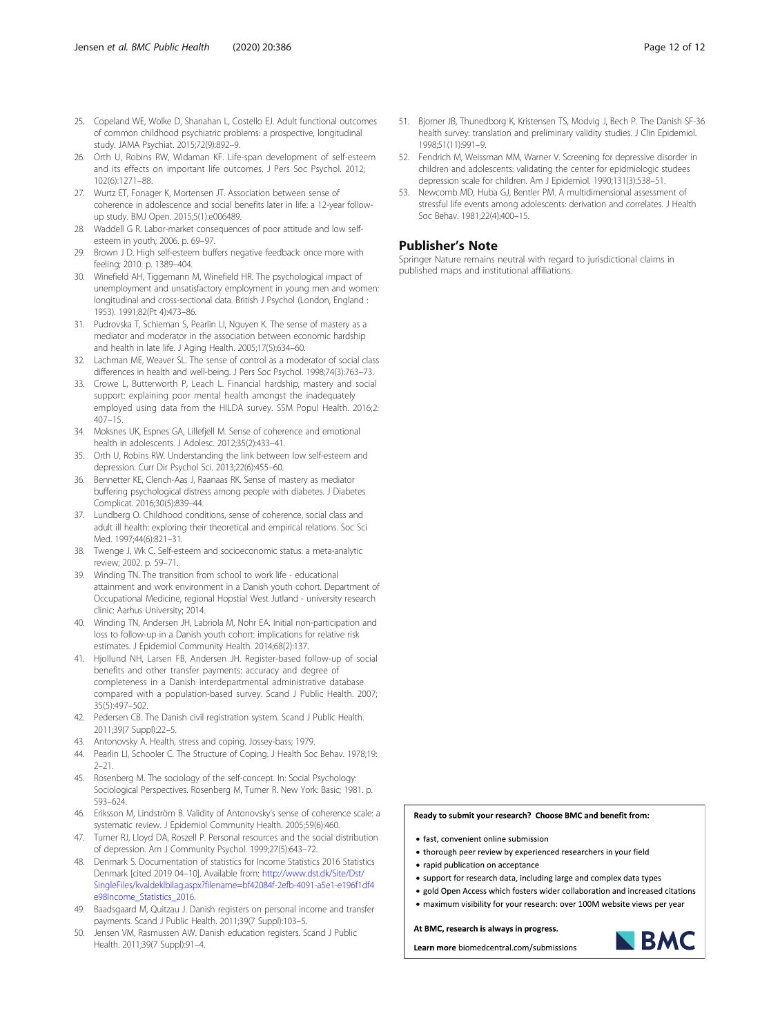25. Copeland WE, Wolke D, Shanahan L, Costello EJ. Adult functional outcomes of common childhood psychiatric problems: a prospective, longitudinal study. JAMA Psychiat. 2015;72(9):892–9.
26. Orth U, Robins RW, Widaman KF. Life-span development of self-esteem and its effects on important life outcomes. J Pers Soc Psychol. 2012; 102(6):1271–88.
27. Wurtz ET, Fonager K, Mortensen JT. Association between sense of coherence in adolescence and social benefits later in life: a 12-year follow-up study. BMJ Open. 2015;5(1):e006489.
28. Waddell G R. Labor-market consequences of poor attitude and low self-esteem in youth; 2006. p. 69–97.
29. Brown J D. High self-esteem buffers negative feedback: once more with feeling; 2010. p. 1389–404.
30. Winefield AH, Tiggemann M, Winefield HR. The psychological impact of unemployment and unsatisfactory employment in young men and women: longitudinal and cross-sectional data. British J Psychol (London, England : 1953). 1991;82(Pt 4):473–86.
31. Pudrovska T, Schieman S, Pearlin LI, Nguyen K. The sense of mastery as a mediator and moderator in the association between economic hardship and health in late life. J Aging Health. 2005;17(5):634–60.
32. Lachman ME, Weaver SL. The sense of control as a moderator of social class differences in health and well-being. J Pers Soc Psychol. 1998;74(3):763–73.
33. Crowe L, Butterworth P, Leach L. Financial hardship, mastery and social support: explaining poor mental health amongst the inadequately employed using data from the HILDA survey. SSM Popul Health. 2016;2: 407–15.
34. Moksnes UK, Espnes GA, Lillefjell M. Sense of coherence and emotional health in adolescents. J Adolesc. 2012;35(2):433–41.
35. Orth U, Robins RW. Understanding the link between low self-esteem and depression. Curr Dir Psychol Sci. 2013;22(6):455–60.
36. Bennetter KE, Clench-Aas J, Raanaas RK. Sense of mastery as mediator buffering psychological distress among people with diabetes. J Diabetes Complicat. 2016;30(5):839–44.
37. Lundberg O. Childhood conditions, sense of coherence, social class and adult ill health: exploring their theoretical and empirical relations. Soc Sci Med. 1997;44(6):821–31.
38. Twenge J, Wk C. Self-esteem and socioeconomic status: a meta-analytic review; 2002. p. 59–71.
39. Winding TN. The transition from school to work life - educational attainment and work environment in a Danish youth cohort. Department of Occupational Medicine, regional Hopstial West Jutland - university research clinic: Aarhus University; 2014.
40. Winding TN, Andersen JH, Labriola M, Nohr EA. Initial non-participation and loss to follow-up in a Danish youth cohort: implications for relative risk estimates. J Epidemiol Community Health. 2014;68(2):137.
41. Hjollund NH, Larsen FB, Andersen JH. Register-based follow-up of social benefits and other transfer payments: accuracy and degree of completeness in a Danish interdepartmental administrative database compared with a population-based survey. Scand J Public Health. 2007; 35(5):497–502.
42. Pedersen CB. The Danish civil registration system. Scand J Public Health. 2011;39(7 Suppl):22–5.
43. Antonovsky A. Health, stress and coping. Jossey-bass; 1979.
44. Pearlin LI, Schooler C. The Structure of Coping. J Health Soc Behav. 1978;19: 2–21.
45. Rosenberg M. The sociology of the self-concept. In: Social Psychology: Sociological Perspectives. Rosenberg M, Turner R. New York: Basic; 1981. p. 593–624.
46. Eriksson M, Lindström B. Validity of Antonovsky's sense of coherence scale: a systematic review. J Epidemiol Community Health. 2005;59(6):460.
47. Turner RJ, Lloyd DA, Roszell P. Personal resources and the social distribution of depression. Am J Community Psychol. 1999;27(5):643–72.
48. Denmark S. Documentation of statistics for Income Statistics 2016 Statistics Denmark [cited 2019 04–10]. Available from: http://www.dst.dk/Site/Dst/SingleFiles/kvaldeklbilag.aspx?filename=bf42084f-2efb-4091-a5e1-e196f1df4e98Income_Statistics_2016.
49. Baadsgaard M, Quitzau J. Danish registers on personal income and transfer payments. Scand J Public Health. 2011;39(7 Suppl):103–5.
50. Jensen VM, Rasmussen AW. Danish education registers. Scand J Public Health. 2011;39(7 Suppl):91–4.
51. Bjorner JB, Thunedborg K, Kristensen TS, Modvig J, Bech P. The Danish SF-36 health survey: translation and preliminary validity studies. J Clin Epidemiol. 1998;51(11):991–9.
52. Fendrich M, Weissman MM, Warner V. Screening for depressive disorder in children and adolescents: validating the center for epidmiologic studees depression scale for children. Am J Epidemiol. 1990;131(3):538–51.
53. Newcomb MD, Huba GJ, Bentler PM. A multidimensional assessment of stressful life events among adolescents: derivation and correlates. J Health Soc Behav. 1981;22(4):400–15.

## Publisher's Note

Springer Nature remains neutral with regard to jurisdictional claims in published maps and institutional affiliations.

**Ready to submit your research? Choose BMC and benefit from:**

- fast, convenient online submission
- thorough peer review by experienced researchers in your field
- rapid publication on acceptance
- support for research data, including large and complex data types
- gold Open Access which fosters wider collaboration and increased citations
- maximum visibility for your research: over 100M website views per year

**At BMC, research is always in progress.**

**Learn more** biomedcentral.com/submissions

BMC